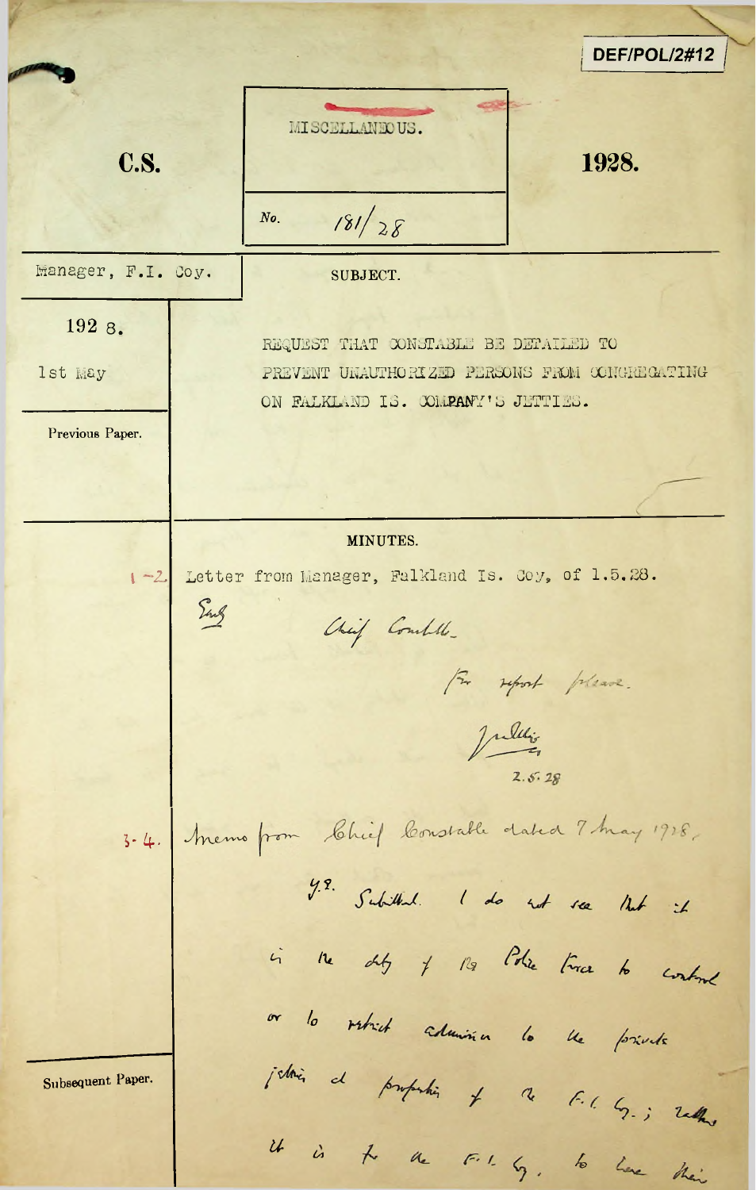DEF/POL/2#12

MISCELLANEOUS.

**C.S.** No. 181/28 **1928.**

Manager, F.I. Coy.

**SUBJECT.**

1928.

1st May

REQUEST THAT CONSTABLE BE DETAILED TO PREVENT UNAUTHORIZED PERSONS FROM CONGREGATING ON FALKLAND IS. COMPANY'S JETTIES.

Previous Paper.

**MINUTES.**

1–2. Letter from Manager, Falkland Is. Coy, of 1.5.28.

Encl.

Chief Constable

For report please.

J.M. Ellis
2.5.28

3–4. Memo from Chief Constable dated 7 May 1928.

Y.E. Submitted. I do not see that it is the duty of the Police Force to control or to restrict admission to the private jetties and properties of the F.I. Coy.; rather it is for the F.I. Coy. to have their

Subsequent Paper.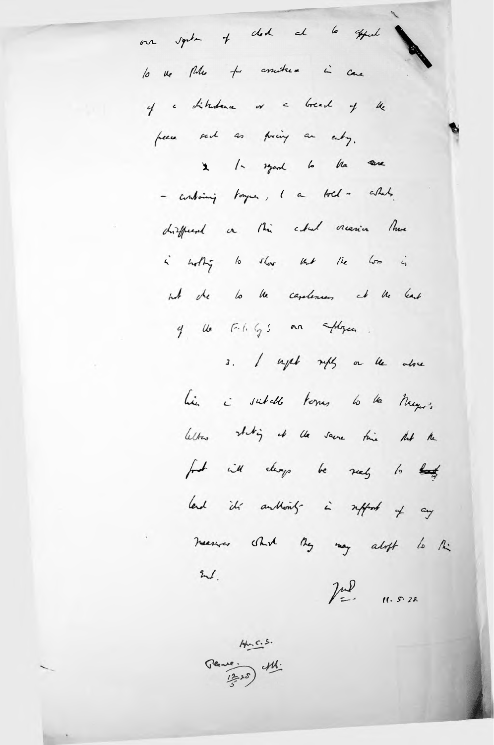our system of check and to appeal

to the Police for assistance in case

of a disturbance or a breach of the

peace such as forcing an entry.

2. In regard to the arms

- containing bungees, I am told in which

disappeared on this actual occasion there

is nothing to show that the loss is

not due to the carelessness at the least

of the E.R. Co's own employees.

3. I might reply on the above

lines in suitable terms to the Mayor's

letter stating at the same time that the

Govt will always be ready to ~~lend~~

lend its authority in support of any

measures which they may adopt to this

end.

Jud 11.5.28.

Hon C.S.

Please. (12/5/28) AH.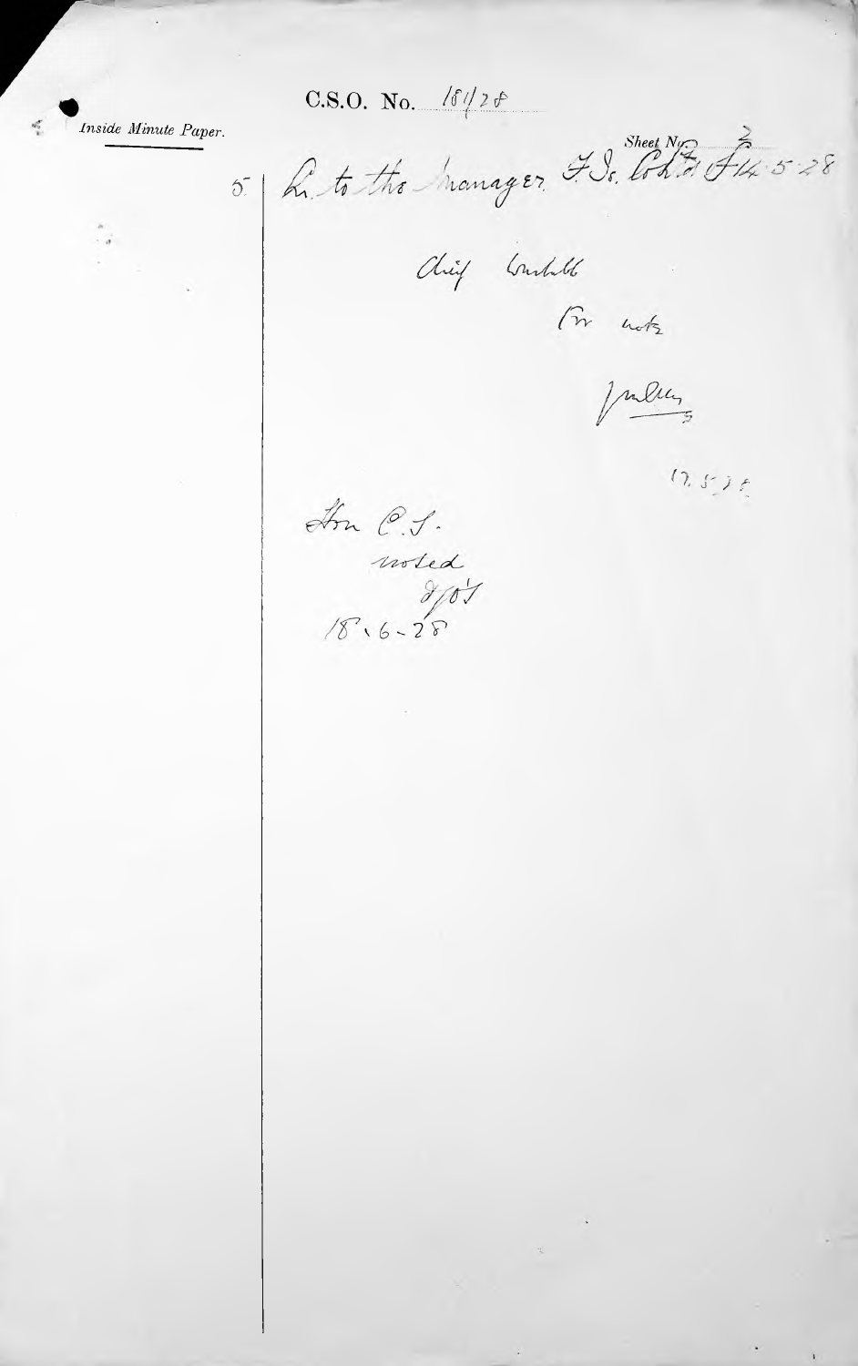C.S.O. No. 181/28

*Inside Minute Paper.*

Sheet No. 2

5. L. to the Manager F.Is. Co. Ltd. of 14.5.28

Chief Constable

For note

17.5.28

Hon C.S.

noted

18.6.28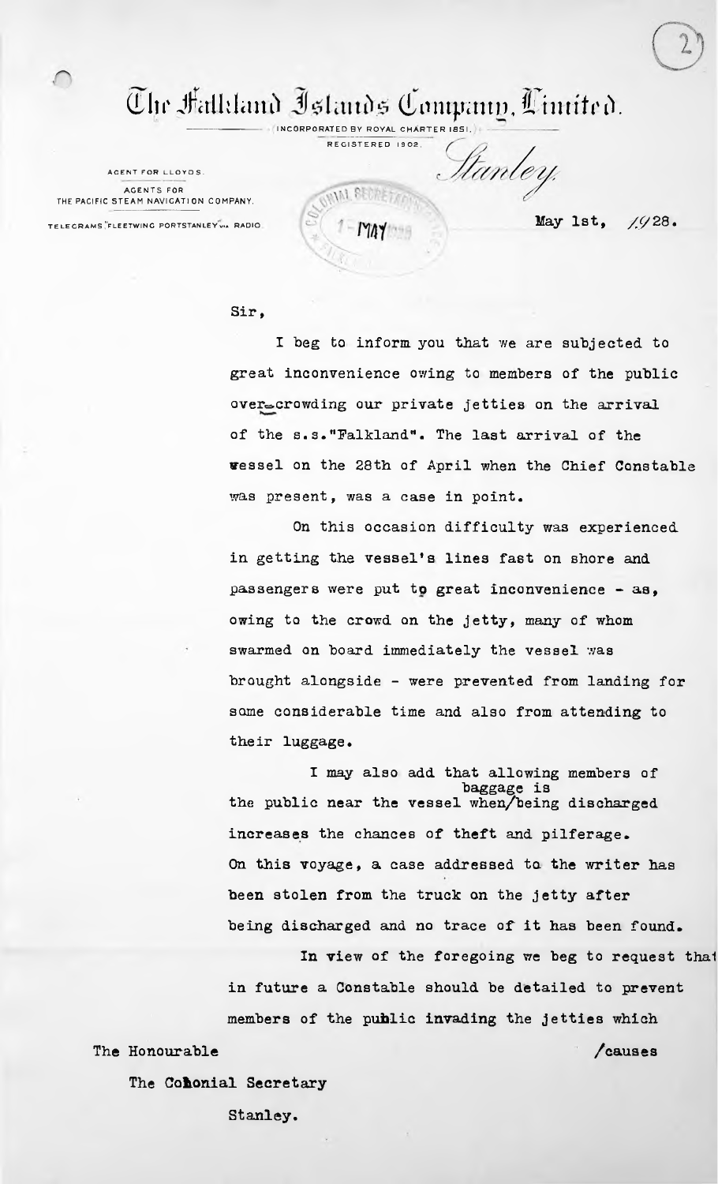# The Falkland Islands Company, Limited.

INCORPORATED BY ROYAL CHARTER 1851.
REGISTERED 1902.

AGENT FOR LLOYDS.
AGENTS FOR
THE PACIFIC STEAM NAVIGATION COMPANY.
TELEGRAMS "FLEETWING PORTSTANLEY" via RADIO.

COLONIAL SECRETARY'S OFFICE
1 - MAY 1928
FALKLAND

Stanley.

May 1st, 1928.

Sir,

I beg to inform you that we are subjected to great inconvenience owing to members of the public over-crowding our private jetties on the arrival of the s.s."Falkland". The last arrival of the vessel on the 28th of April when the Chief Constable was present, was a case in point.

On this occasion difficulty was experienced in getting the vessel's lines fast on shore and passengers were put to great inconvenience - as, owing to the crowd on the jetty, many of whom swarmed on board immediately the vessel was brought alongside - were prevented from landing for some considerable time and also from attending to their luggage.

I may also add that allowing members of the public near the vessel when baggage is being discharged increases the chances of theft and pilferage. On this voyage, a case addressed to the writer has been stolen from the truck on the jetty after being discharged and no trace of it has been found.

In view of the foregoing we beg to request that in future a Constable should be detailed to prevent members of the public invading the jetties which

/causes

The Honourable

The Colonial Secretary

Stanley.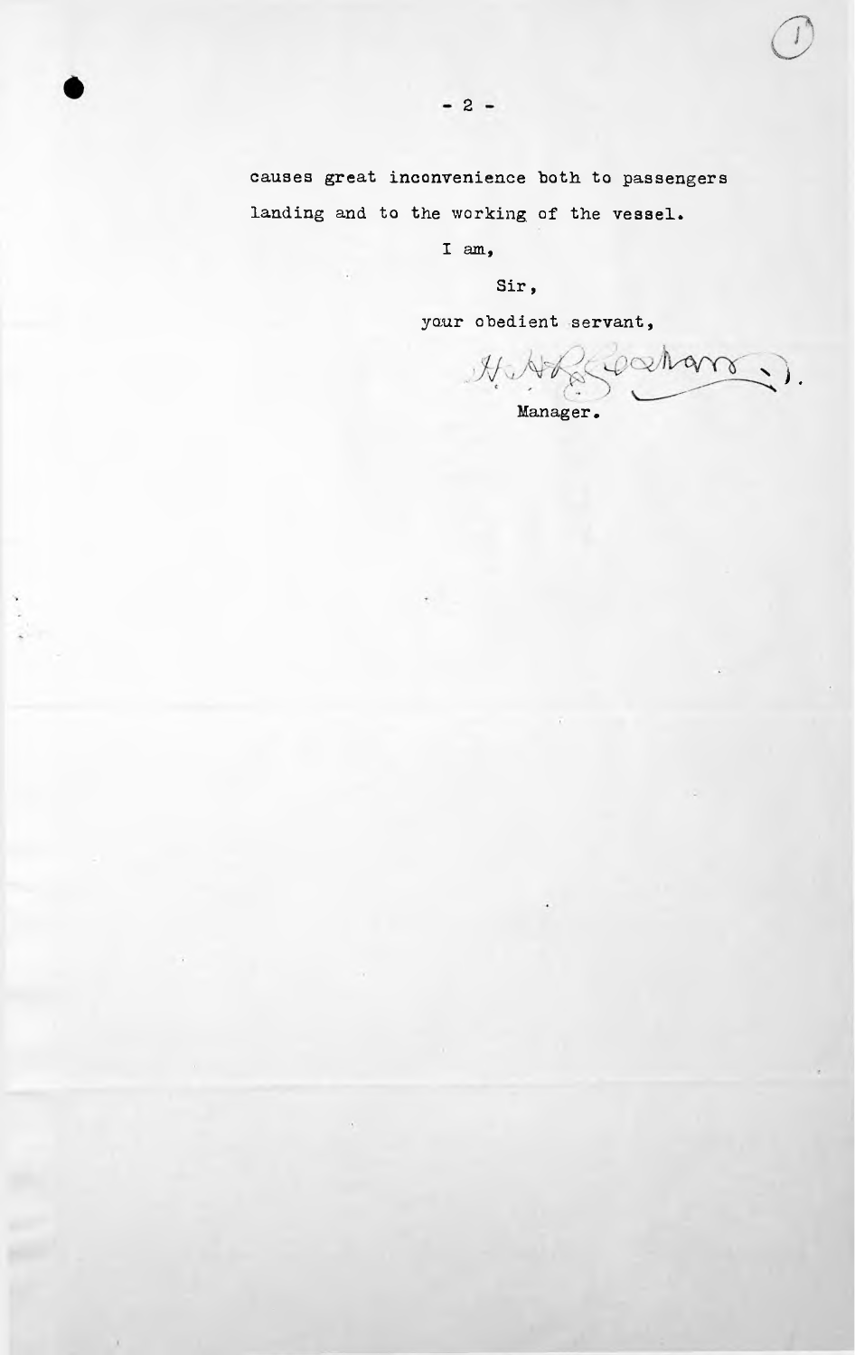causes great inconvenience both to passengers landing and to the working of the vessel.

I am,

Sir,

your obedient servant,

H. H. Beecham

Manager.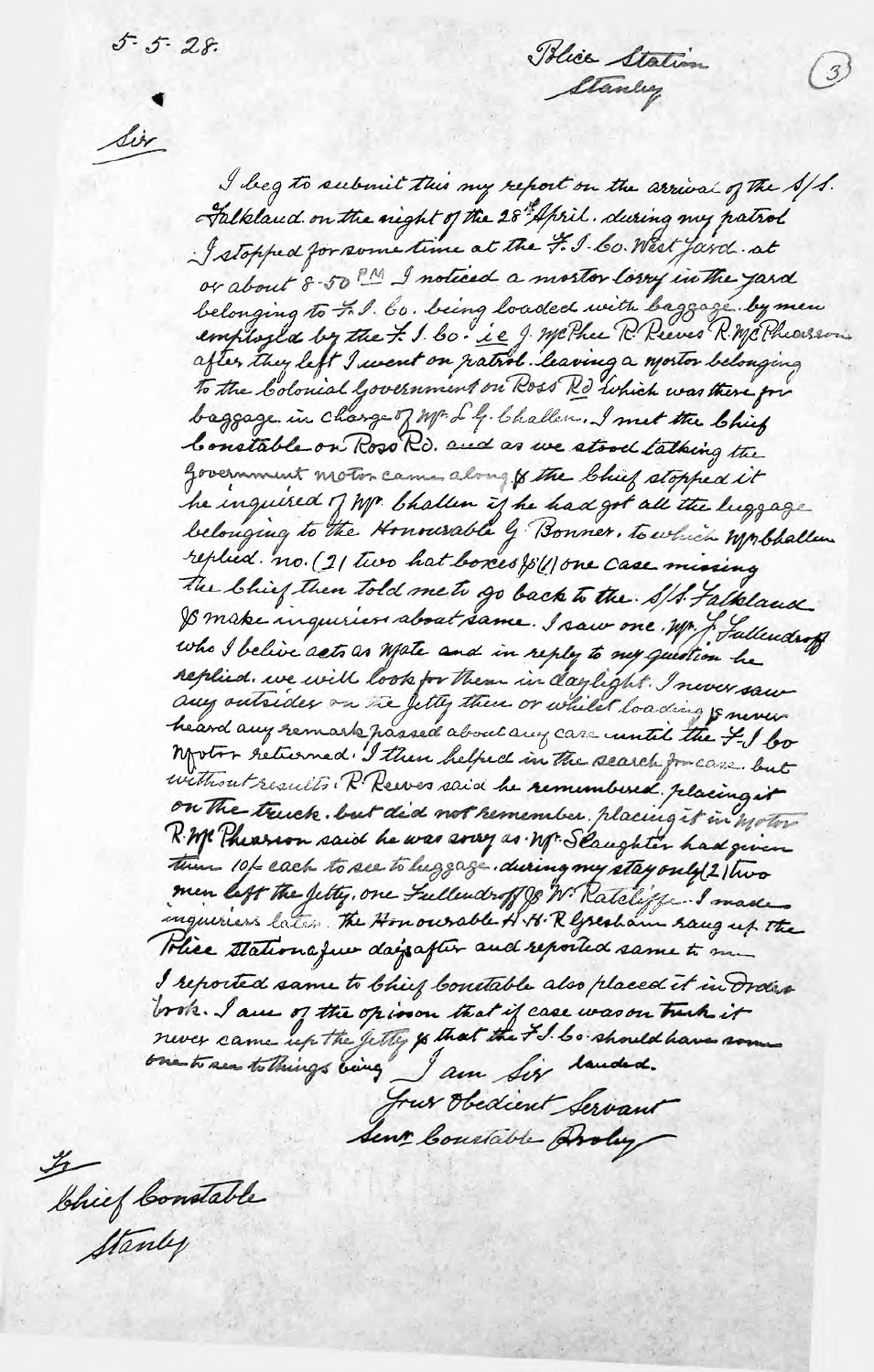5-5-28.

Police Station
Stanley

Sir

I beg to submit this my report on the arrival of the S/S. Falkland. on the night of the 28th April. during my patrol I stopped for some time at the F.I. Co. West Yard. at or about 8-50 PM I noticed a motor lorry in the yard belonging to F.I. Co. being loaded with baggage. by men employed by the F.I. Co. i.e J. McPhee R. Reeves R. McPhearson after they left I went on patrol. leaving a motor belonging to the Colonial Government on Ross Rd which was there for baggage. in charge of Mr L.G. Challen. I met the Chief Constable on Ross Rd. and as we stood talking the Government motor came along & the Chief stopped it he inquired of Mr Challen if he had got all the luggage belonging to the Honourable G. Bonner. to which Mr Challen replied. no. (2) two hat boxes & (1) one case missing the Chief then told me to go back to the S/S. Falkland & make inquiries about same. I saw one. Mr J. Fallendroff who I belive acts as Mate and in reply to my question he replied. we will look for them in daylight. I never saw any outsider on the Jetty then or whilst loading & never heard any remark passed about any case until the F.I Co Motor returned. I then helped in the search for case. but without results. R. Reeves said he remembered. placing it on the truck. but did not remember. placing it in Motor R. McPhearson said he was sorry as Mr Slaughter had given them 10/- each to see to luggage. during my stay only (2) two men left the Jetty. one Fullendroff & W. Ratcliffe. I made inquiries later. The Honourable H.H.R Gresham rang up the Police station a few days after and reported same to me I reported same to Chief Constable also placed it in Order book. I am of the opinion that if case was on truck it never came up the Jetty & that the F.I. Co. should have some one to see to things being landed.

I am Sir
Your Obedient Servant
Senr. Constable Aroley

To
Chief Constable
Stanley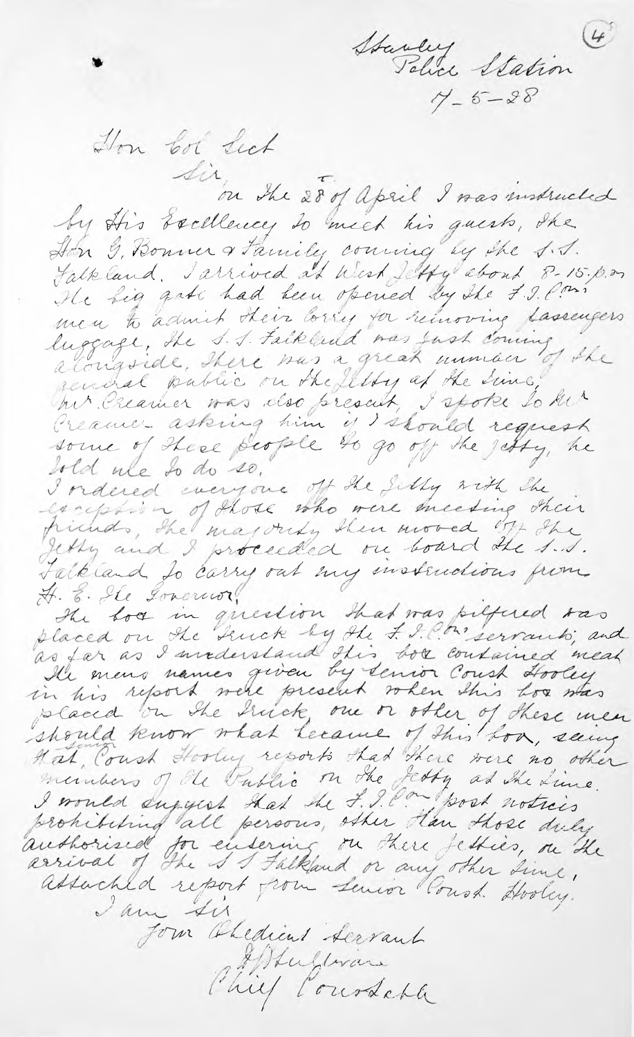Stanley
Police Station
7-5-28

Hon Col Sect

Sir,

on the 28th of April I was instructed by His Excellency to meet his guests, the Hon G. Bonner & Family coming by the S.S. Falkland. I arrived at West Jetty about 8-15.p.m. The big gate had been opened by the F.I.Coy's men to admit their lorry for removing passengers luggage, the S.S. Falkland was just coming alongside, there was a great number of the general public on the Jetty at the time, Mr Creamer was also present, I spoke to Mr Creamer asking him if I should request some of these people to go off the Jetty, he told me to do so.

I ordered everyone off the Jetty with the exception of those who were meeting their friends, the majority then moved off the Jetty and I proceeded on board the S.S. Falkland to carry out my instructions from H. E. The Governor.

The box in question that was pilfered was placed on the truck by the F.I.Coy's servants; and as far as I understand this box contained meat. The mens names given by Senior Const Hooley in his report were present when this box was placed on the truck, one or other of these men should know what became of this box, seeing that Senior Const Hooley reports that there were no other members of the Public on the Jetty at the time.

I would suggest that the F.I.Coy post notices prohibiting all persons, other than those duly authorised for entering on there Jetties, on the arrival of the S.S. Falkland or any other time.

Attached report from Senior Const. Hooley.

I am Sir
Your Obedient Servant
J. J. Sullivan
Chief Constable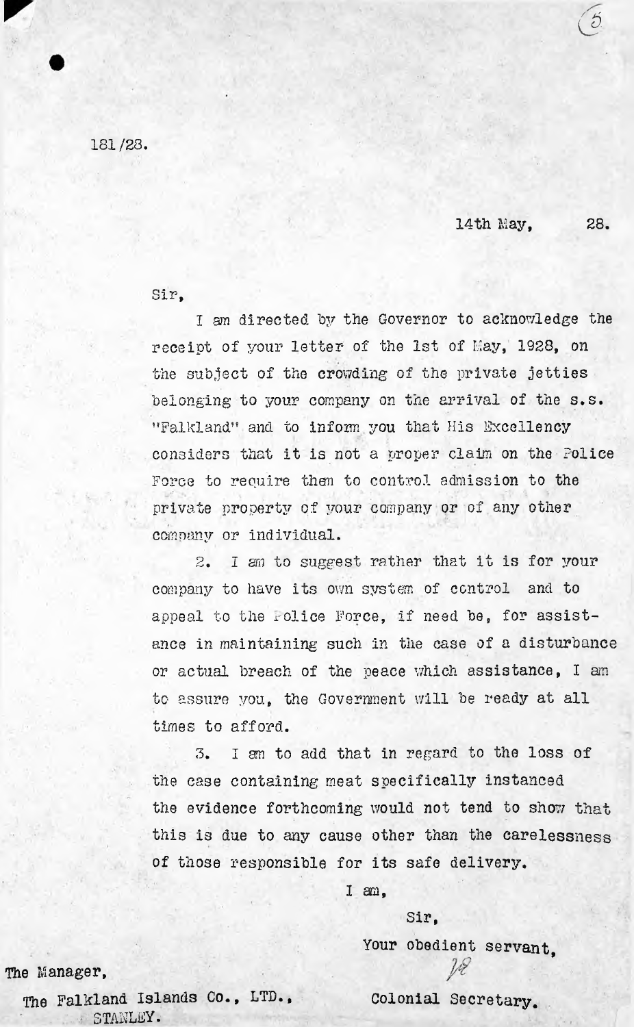181/28.

14th May, 28.

Sir,

I am directed by the Governor to acknowledge the receipt of your letter of the 1st of May, 1928, on the subject of the crowding of the private jetties belonging to your company on the arrival of the s.s. "Falkland" and to inform you that His Excellency considers that it is not a proper claim on the Police Force to require them to control admission to the private property of your company or of any other company or individual.

2. I am to suggest rather that it is for your company to have its own system of control and to appeal to the Police Force, if need be, for assistance in maintaining such in the case of a disturbance or actual breach of the peace which assistance, I am to assure you, the Government will be ready at all times to afford.

3. I am to add that in regard to the loss of the case containing meat specifically instanced the evidence forthcoming would not tend to show that this is due to any cause other than the carelessness of those responsible for its safe delivery.

I am,

Sir,

Your obedient servant,

Colonial Secretary.

The Manager,

The Falkland Islands Co., LTD.,

STANLEY.